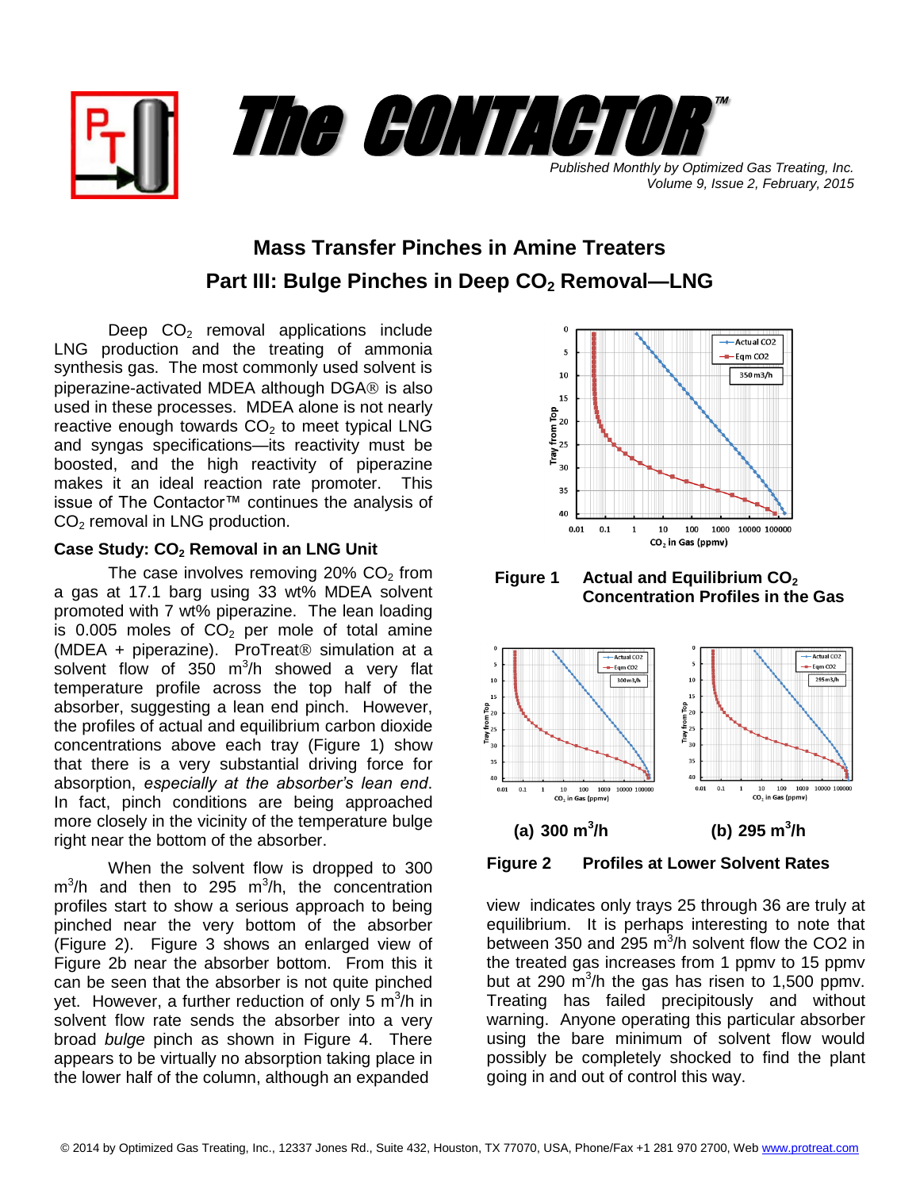# The CONTACTOR™

*Published Monthly by Optimized Gas Treating, Inc.*
*Volume 9, Issue 2, February, 2015*

## Mass Transfer Pinches in Amine Treaters

## Part III: Bulge Pinches in Deep $CO_2$ Removal—LNG

Deep $CO_2$ removal applications include LNG production and the treating of ammonia synthesis gas. The most commonly used solvent is piperazine-activated MDEA although DGA® is also used in these processes. MDEA alone is not nearly reactive enough towards $CO_2$ to meet typical LNG and syngas specifications—its reactivity must be boosted, and the high reactivity of piperazine makes it an ideal reaction rate promoter. This issue of The Contactor™ continues the analysis of $CO_2$ removal in LNG production.

### Case Study: $CO_2$ Removal in an LNG Unit

The case involves removing 20% $CO_2$ from a gas at 17.1 barg using 33 wt% MDEA solvent promoted with 7 wt% piperazine. The lean loading is 0.005 moles of $CO_2$ per mole of total amine (MDEA + piperazine). ProTreat® simulation at a solvent flow of 350 $m^3/h$ showed a very flat temperature profile across the top half of the absorber, suggesting a lean end pinch. However, the profiles of actual and equilibrium carbon dioxide concentrations above each tray (Figure 1) show that there is a very substantial driving force for absorption, *especially at the absorber's lean end*. In fact, pinch conditions are being approached more closely in the vicinity of the temperature bulge right near the bottom of the absorber.

When the solvent flow is dropped to 300 $m^3/h$ and then to 295 $m^3/h$, the concentration profiles start to show a serious approach to being pinched near the very bottom of the absorber (Figure 2). Figure 3 shows an enlarged view of Figure 2b near the absorber bottom. From this it can be seen that the absorber is not quite pinched yet. However, a further reduction of only 5 $m^3/h$ in solvent flow rate sends the absorber into a very broad *bulge* pinch as shown in Figure 4. There appears to be virtually no absorption taking place in the lower half of the column, although an expanded view indicates only trays 25 through 36 are truly at equilibrium. It is perhaps interesting to note that between 350 and 295 $m^3/h$ solvent flow the CO2 in the treated gas increases from 1 ppmv to 15 ppmv but at 290 $m^3/h$ the gas has risen to 1,500 ppmv. Treating has failed precipitously and without warning. Anyone operating this particular absorber using the bare minimum of solvent flow would possibly be completely shocked to find the plant going in and out of control this way.

**Figure 1** Actual and Equilibrium $CO_2$ Concentration Profiles in the Gas

(a) 300 $m^3/h$ (b) 295 $m^3/h$

**Figure 2** Profiles at Lower Solvent Rates

© 2014 by Optimized Gas Treating, Inc., 12337 Jones Rd., Suite 432, Houston, TX 77070, USA, Phone/Fax +1 281 970 2700, Web www.protreat.com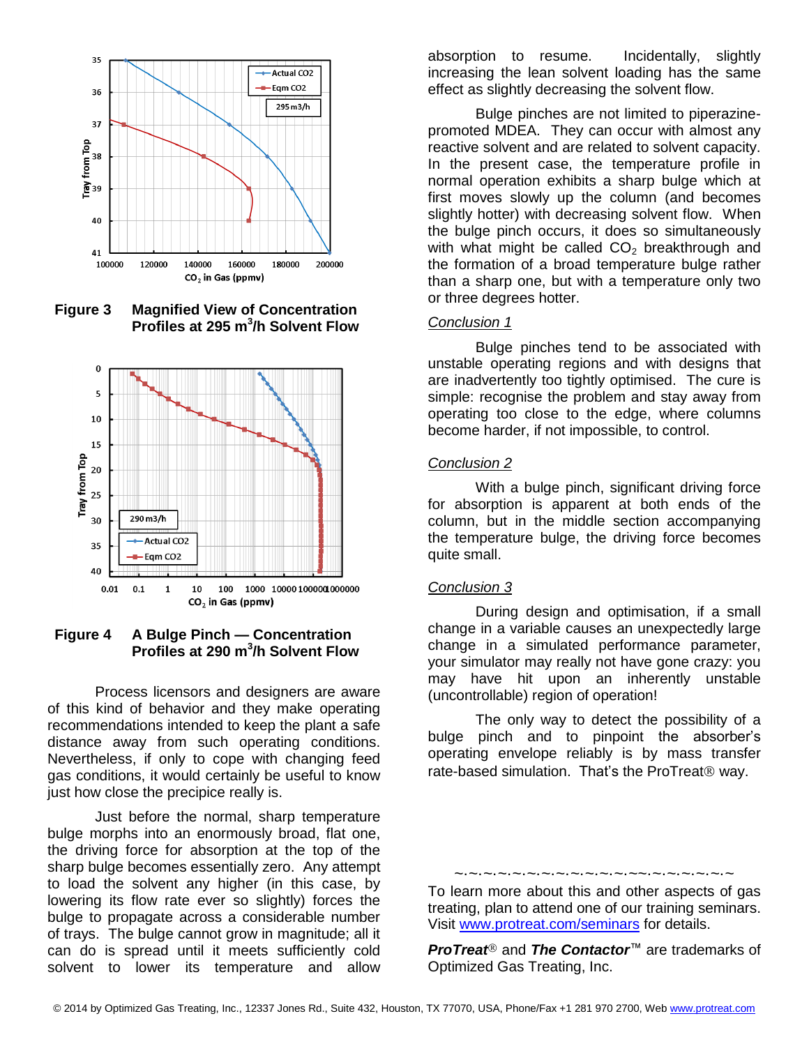35
36
37
38
39
40
41
Tray from Top
100000 120000 140000 160000 180000 200000
$CO_2$ in Gas (ppmv)
Actual CO2
Eqm CO2
295 m3/h

**Figure 3 Magnified View of Concentration Profiles at 295 m³/h Solvent Flow**

0
5
10
15
20
25
30
35
40
Tray from Top
0.01 0.1 1 10 100 1000 10000 100000 1000000
$CO_2$ in Gas (ppmv)
290 m3/h
Actual CO2
Eqm CO2

**Figure 4 A Bulge Pinch — Concentration Profiles at 290 m³/h Solvent Flow**

Process licensors and designers are aware of this kind of behavior and they make operating recommendations intended to keep the plant a safe distance away from such operating conditions. Nevertheless, if only to cope with changing feed gas conditions, it would certainly be useful to know just how close the precipice really is.

Just before the normal, sharp temperature bulge morphs into an enormously broad, flat one, the driving force for absorption at the top of the sharp bulge becomes essentially zero. Any attempt to load the solvent any higher (in this case, by lowering its flow rate ever so slightly) forces the bulge to propagate across a considerable number of trays. The bulge cannot grow in magnitude; all it can do is spread until it meets sufficiently cold solvent to lower its temperature and allow absorption to resume. Incidentally, slightly increasing the lean solvent loading has the same effect as slightly decreasing the solvent flow.

Bulge pinches are not limited to piperazine-promoted MDEA. They can occur with almost any reactive solvent and are related to solvent capacity. In the present case, the temperature profile in normal operation exhibits a sharp bulge which at first moves slowly up the column (and becomes slightly hotter) with decreasing solvent flow. When the bulge pinch occurs, it does so simultaneously with what might be called $CO_2$ breakthrough and the formation of a broad temperature bulge rather than a sharp one, but with a temperature only two or three degrees hotter.

*Conclusion 1*

Bulge pinches tend to be associated with unstable operating regions and with designs that are inadvertently too tightly optimised. The cure is simple: recognise the problem and stay away from operating too close to the edge, where columns become harder, if not impossible, to control.

*Conclusion 2*

With a bulge pinch, significant driving force for absorption is apparent at both ends of the column, but in the middle section accompanying the temperature bulge, the driving force becomes quite small.

*Conclusion 3*

During design and optimisation, if a small change in a variable causes an unexpectedly large change in a simulated performance parameter, your simulator may really not have gone crazy: you may have hit upon an inherently unstable (uncontrollable) region of operation!

The only way to detect the possibility of a bulge pinch and to pinpoint the absorber's operating envelope reliably is by mass transfer rate-based simulation. That's the ProTreat® way.

~.~.~.~.~.~.~.~.~.~.~.~.~~.~.~.~.~.~.~

To learn more about this and other aspects of gas treating, plan to attend one of our training seminars. Visit www.protreat.com/seminars for details.

***ProTreat***® and ***The Contactor***™ are trademarks of Optimized Gas Treating, Inc.

© 2014 by Optimized Gas Treating, Inc., 12337 Jones Rd., Suite 432, Houston, TX 77070, USA, Phone/Fax +1 281 970 2700, Web www.protreat.com